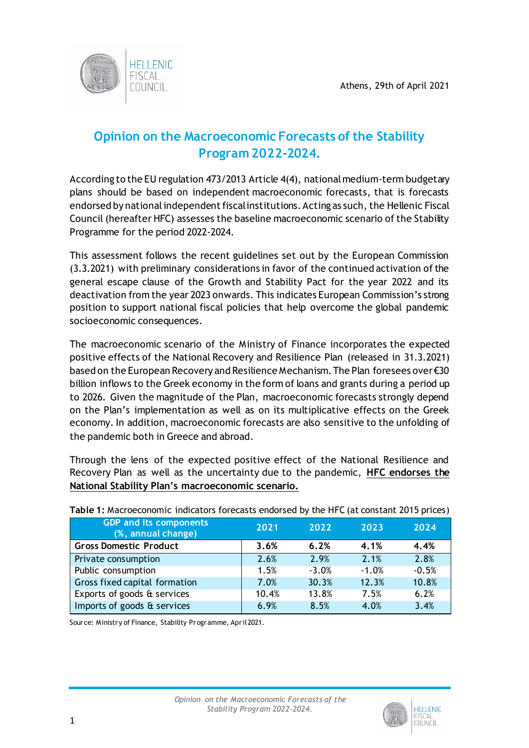HELLENIC FISCAL COUNCIL

Athens, 29th of April 2021

# Opinion on the Macroeconomic Forecasts of the Stability Program 2022-2024.

According to the EU regulation 473/2013 Article 4(4), national medium-term budgetary plans should be based on independent macroeconomic forecasts, that is forecasts endorsed by national independent fiscal institutions. Acting as such, the Hellenic Fiscal Council (hereafter HFC) assesses the baseline macroeconomic scenario of the Stability Programme for the period 2022-2024.

This assessment follows the recent guidelines set out by the European Commission (3.3.2021) with preliminary considerations in favor of the continued activation of the general escape clause of the Growth and Stability Pact for the year 2022 and its deactivation from the year 2023 onwards. This indicates European Commission's strong position to support national fiscal policies that help overcome the global pandemic socioeconomic consequences.

The macroeconomic scenario of the Ministry of Finance incorporates the expected positive effects of the National Recovery and Resilience Plan (released in 31.3.2021) based on the European Recovery and Resilience Mechanism. The Plan foresees over €30 billion inflows to the Greek economy in the form of loans and grants during a period up to 2026. Given the magnitude of the Plan, macroeconomic forecasts strongly depend on the Plan's implementation as well as on its multiplicative effects on the Greek economy. In addition, macroeconomic forecasts are also sensitive to the unfolding of the pandemic both in Greece and abroad.

Through the lens of the expected positive effect of the National Resilience and Recovery Plan as well as the uncertainty due to the pandemic, **HFC endorses the National Stability Plan's macroeconomic scenario.**

**Table 1:** Macroeconomic indicators forecasts endorsed by the HFC (at constant 2015 prices)

| GDP and its components (%, annual change) | 2021 | 2022 | 2023 | 2024 |
|---|---|---|---|---|
| **Gross Domestic Product** | **3.6%** | **6.2%** | **4.1%** | **4.4%** |
| Private consumption | 2.6% | 2.9% | 2.1% | 2.8% |
| Public consumption | 1.5% | -3.0% | -1.0% | -0.5% |
| Gross fixed capital formation | 7.0% | 30.3% | 12.3% | 10.8% |
| Exports of goods & services | 10.4% | 13.8% | 7.5% | 6.2% |
| Imports of goods & services | 6.9% | 8.5% | 4.0% | 3.4% |

Source: Ministry of Finance, Stability Programme, April 2021.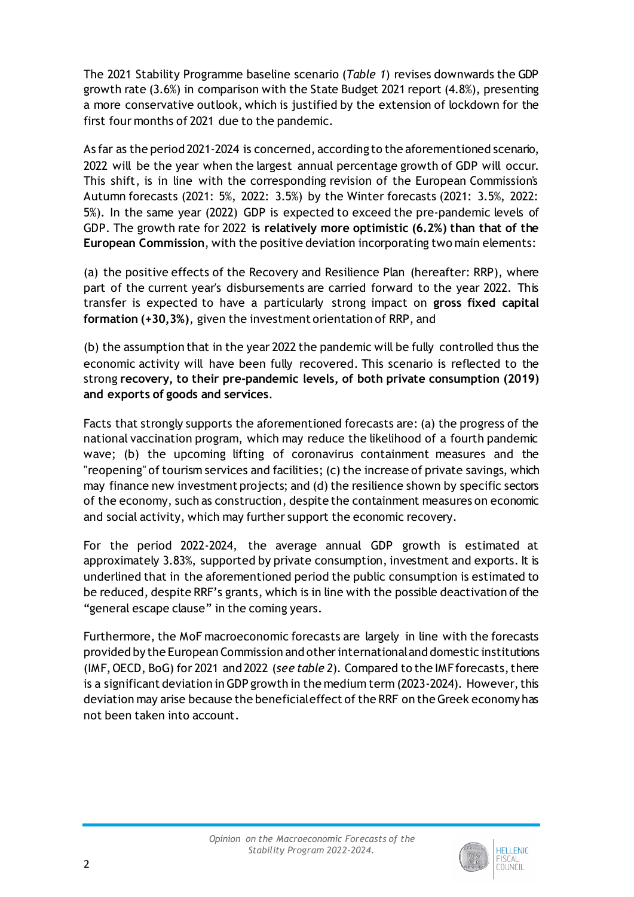The 2021 Stability Programme baseline scenario (*Table 1*) revises downwards the GDP growth rate (3.6%) in comparison with the State Budget 2021 report (4.8%), presenting a more conservative outlook, which is justified by the extension of lockdown for the first four months of 2021 due to the pandemic.

As far as the period 2021-2024 is concerned, according to the aforementioned scenario, 2022 will be the year when the largest annual percentage growth of GDP will occur. This shift, is in line with the corresponding revision of the European Commission's Autumn forecasts (2021: 5%, 2022: 3.5%) by the Winter forecasts (2021: 3.5%, 2022: 5%). In the same year (2022) GDP is expected to exceed the pre-pandemic levels of GDP. The growth rate for 2022 **is relatively more optimistic (6.2%) than that of the European Commission**, with the positive deviation incorporating two main elements:

(a) the positive effects of the Recovery and Resilience Plan (hereafter: RRP), where part of the current year's disbursements are carried forward to the year 2022. This transfer is expected to have a particularly strong impact on **gross fixed capital formation (+30,3%)**, given the investment orientation of RRP, and

(b) the assumption that in the year 2022 the pandemic will be fully controlled thus the economic activity will have been fully recovered. This scenario is reflected to the strong **recovery, to their pre-pandemic levels, of both private consumption (2019) and exports of goods and services**.

Facts that strongly supports the aforementioned forecasts are: (a) the progress of the national vaccination program, which may reduce the likelihood of a fourth pandemic wave; (b) the upcoming lifting of coronavirus containment measures and the "reopening" of tourism services and facilities; (c) the increase of private savings, which may finance new investment projects; and (d) the resilience shown by specific sectors of the economy, such as construction, despite the containment measures on economic and social activity, which may further support the economic recovery.

For the period 2022-2024, the average annual GDP growth is estimated at approximately 3.83%, supported by private consumption, investment and exports. It is underlined that in the aforementioned period the public consumption is estimated to be reduced, despite RRF's grants, which is in line with the possible deactivation of the "general escape clause" in the coming years.

Furthermore, the MoF macroeconomic forecasts are largely in line with the forecasts provided by the European Commission and other international and domestic institutions (IMF, OECD, BoG) for 2021 and 2022 (*see table 2*). Compared to the IMF forecasts, there is a significant deviation in GDP growth in the medium term (2023-2024). However, this deviation may arise because the beneficial effect of the RRF on the Greek economy has not been taken into account.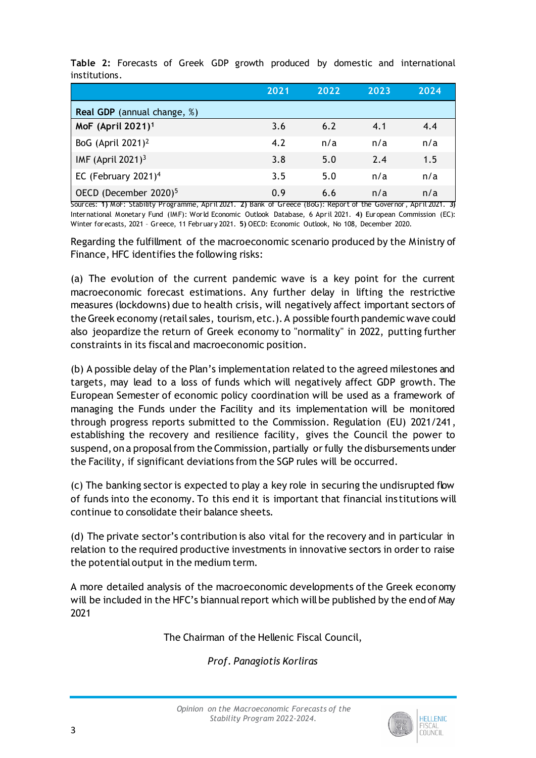**Table 2:** Forecasts of Greek GDP growth produced by domestic and international institutions.

| | 2021 | 2022 | 2023 | 2024 |
|---|---|---|---|---|
| **Real GDP** (annual change, %) | | | | |
| **MoF (April 2021)**[1] | 3.6 | 6.2 | 4.1 | 4.4 |
| BoG (April 2021)[2] | 4.2 | n/a | n/a | n/a |
| IMF (April 2021)[3] | 3.8 | 5.0 | 2.4 | 1.5 |
| EC (February 2021)[4] | 3.5 | 5.0 | n/a | n/a |
| OECD (December 2020)[5] | 0.9 | 6.6 | n/a | n/a |

Sources: **1)** MoF: Stability Programme, April 2021. **2)** Bank of Greece (BoG): Report of the Governor, April 2021. **3)** International Monetary Fund (IMF): World Economic Outlook Database, 6 April 2021. **4)** European Commission (EC): Winter forecasts, 2021 – Greece, 11 February 2021. **5)** OECD: Economic Outlook, No 108, December 2020.

Regarding the fulfillment of the macroeconomic scenario produced by the Ministry of Finance, HFC identifies the following risks:

(a) The evolution of the current pandemic wave is a key point for the current macroeconomic forecast estimations. Any further delay in lifting the restrictive measures (lockdowns) due to health crisis, will negatively affect important sectors of the Greek economy (retail sales, tourism, etc.). A possible fourth pandemic wave could also jeopardize the return of Greek economy to "normality" in 2022, putting further constraints in its fiscal and macroeconomic position.

(b) A possible delay of the Plan's implementation related to the agreed milestones and targets, may lead to a loss of funds which will negatively affect GDP growth. The European Semester of economic policy coordination will be used as a framework of managing the Funds under the Facility and its implementation will be monitored through progress reports submitted to the Commission. Regulation (EU) 2021/241, establishing the recovery and resilience facility, gives the Council the power to suspend, on a proposal from the Commission, partially or fully the disbursements under the Facility, if significant deviations from the SGP rules will be occurred.

(c) The banking sector is expected to play a key role in securing the undisrupted flow of funds into the economy. To this end it is important that financial institutions will continue to consolidate their balance sheets.

(d) The private sector's contribution is also vital for the recovery and in particular in relation to the required productive investments in innovative sectors in order to raise the potential output in the medium term.

A more detailed analysis of the macroeconomic developments of the Greek economy will be included in the HFC's biannual report which will be published by the end of May 2021

The Chairman of the Hellenic Fiscal Council,

*Prof. Panagiotis Korliras*